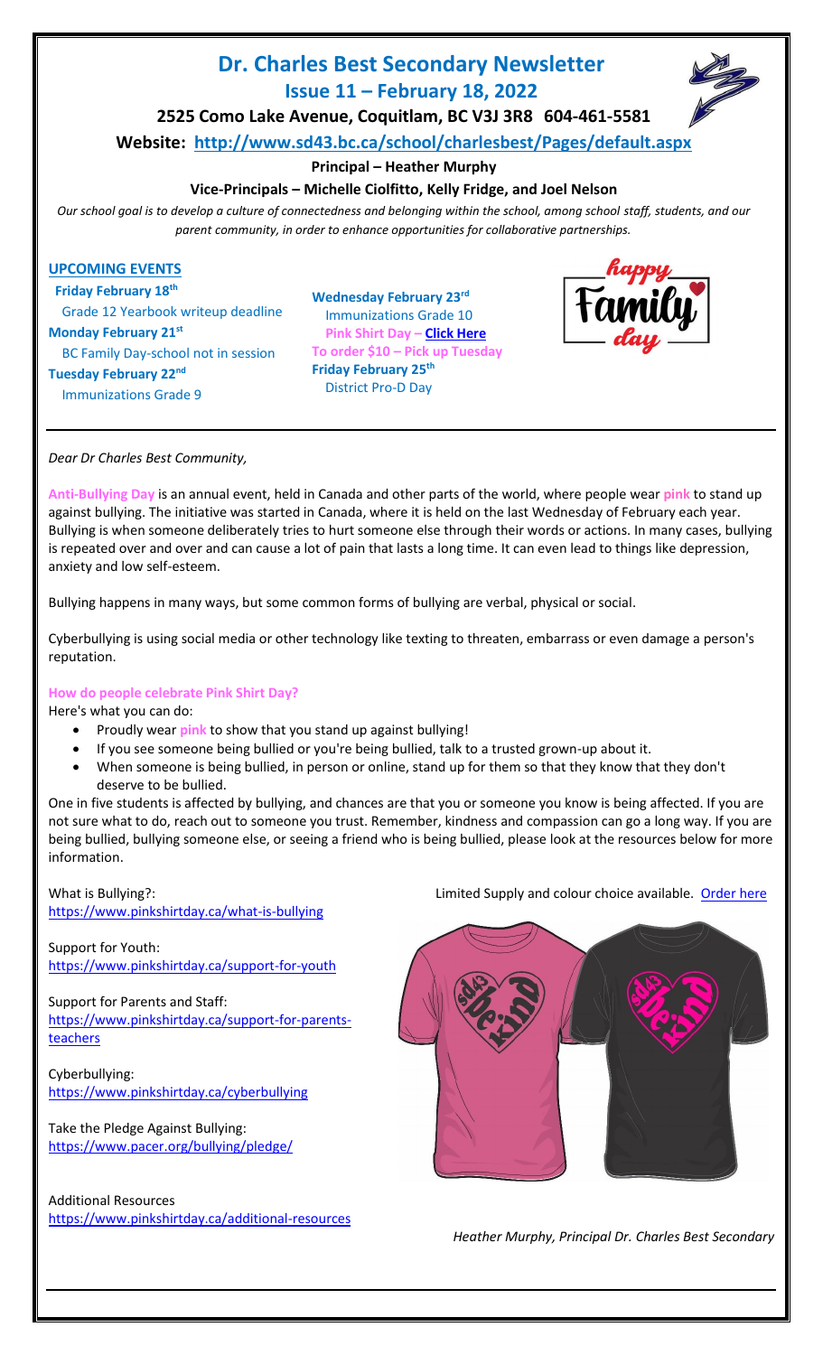# Dr. Charles Best Secondary Newsletter

## Issue 11 – February 18, 2022

**2525 Como Lake Avenue, Coquitlam, BC V3J 3R8 604-461-5581**

**Website: [http://www.sd43.bc.ca/school/charlesbest/Pages/default.aspx](http://www.sd43.bc.ca/school/charlesbest/Pages/default.aspx)**

**Principal – Heather Murphy**

**Vice-Principals – Michelle Ciolfitto, Kelly Fridge, and Joel Nelson**

*Our school goal is to develop a culture of connectedness and belonging within the school, among school staff, students, and our parent community, in order to enhance opportunities for collaborative partnerships.*

### UPCOMING EVENTS

**Friday February 18th**
Grade 12 Yearbook writeup deadline

**Monday February 21st**
BC Family Day-school not in session

**Tuesday February 22nd**
Immunizations Grade 9

**Wednesday February 23rd**
Immunizations Grade 10
**Pink Shirt Day – [Click Here](#)**
**To order $10 – Pick up Tuesday**

**Friday February 25th**
District Pro-D Day

*Dear Dr Charles Best Community,*

**Anti-Bullying Day** is an annual event, held in Canada and other parts of the world, where people wear **pink** to stand up against bullying. The initiative was started in Canada, where it is held on the last Wednesday of February each year. Bullying is when someone deliberately tries to hurt someone else through their words or actions. In many cases, bullying is repeated over and over and can cause a lot of pain that lasts a long time. It can even lead to things like depression, anxiety and low self-esteem.

Bullying happens in many ways, but some common forms of bullying are verbal, physical or social.

Cyberbullying is using social media or other technology like texting to threaten, embarrass or even damage a person's reputation.

**How do people celebrate Pink Shirt Day?**

Here's what you can do:

- Proudly wear **pink** to show that you stand up against bullying!
- If you see someone being bullied or you're being bullied, talk to a trusted grown-up about it.
- When someone is being bullied, in person or online, stand up for them so that they know that they don't deserve to be bullied.

One in five students is affected by bullying, and chances are that you or someone you know is being affected. If you are not sure what to do, reach out to someone you trust. Remember, kindness and compassion can go a long way. If you are being bullied, bullying someone else, or seeing a friend who is being bullied, please look at the resources below for more information.

What is Bullying?:
[https://www.pinkshirtday.ca/what-is-bullying](https://www.pinkshirtday.ca/what-is-bullying)

Support for Youth:
[https://www.pinkshirtday.ca/support-for-youth](https://www.pinkshirtday.ca/support-for-youth)

Support for Parents and Staff:
[https://www.pinkshirtday.ca/support-for-parents-teachers](https://www.pinkshirtday.ca/support-for-parents-teachers)

Cyberbullying:
[https://www.pinkshirtday.ca/cyberbullying](https://www.pinkshirtday.ca/cyberbullying)

Take the Pledge Against Bullying:
[https://www.pacer.org/bullying/pledge/](https://www.pacer.org/bullying/pledge/)

Additional Resources
[https://www.pinkshirtday.ca/additional-resources](https://www.pinkshirtday.ca/additional-resources)

Limited Supply and colour choice available. [Order here](#)

*Heather Murphy, Principal Dr. Charles Best Secondary*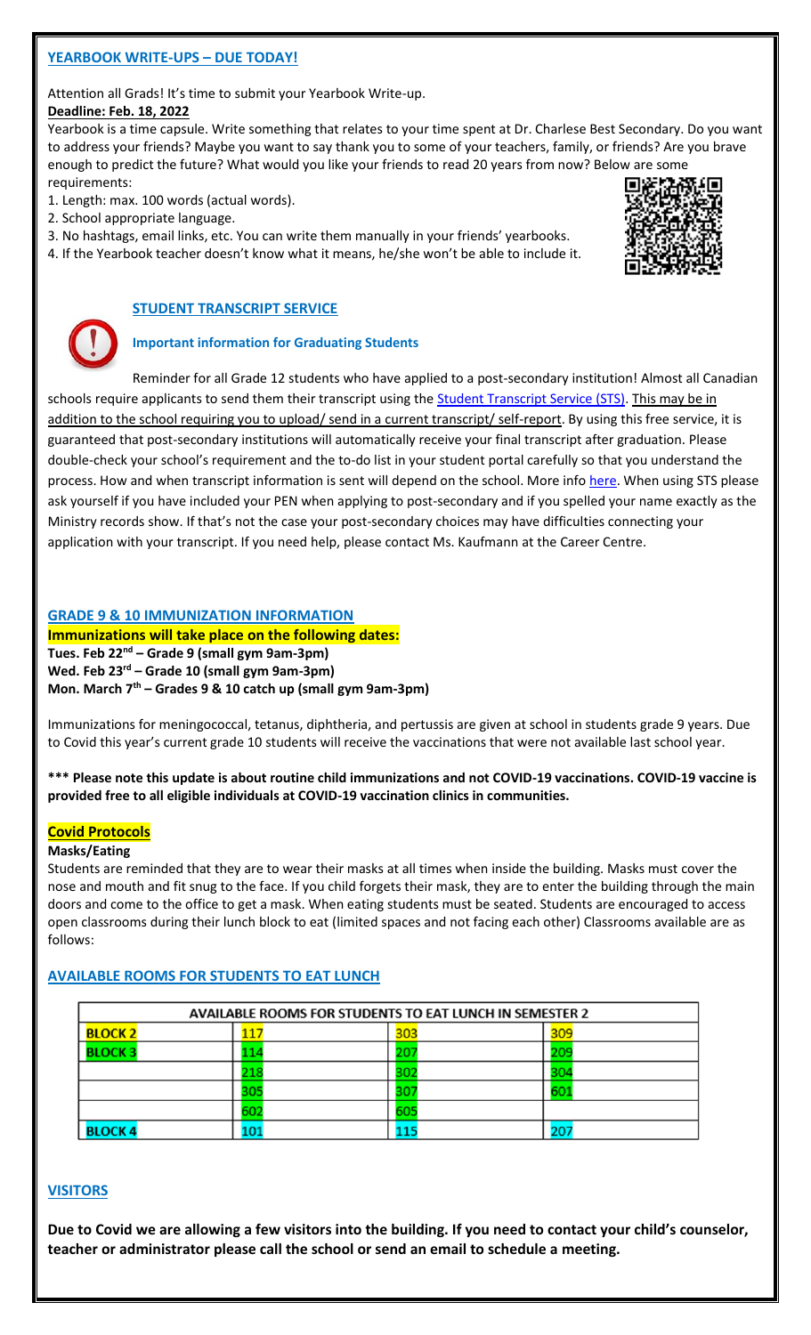## YEARBOOK WRITE-UPS – DUE TODAY!

Attention all Grads! It's time to submit your Yearbook Write-up.

**Deadline: Feb. 18, 2022**

Yearbook is a time capsule. Write something that relates to your time spent at Dr. Charlese Best Secondary. Do you want to address your friends? Maybe you want to say thank you to some of your teachers, family, or friends? Are you brave enough to predict the future? What would you like your friends to read 20 years from now? Below are some requirements:

1. Length: max. 100 words (actual words).
2. School appropriate language.
3. No hashtags, email links, etc. You can write them manually in your friends' yearbooks.
4. If the Yearbook teacher doesn't know what it means, he/she won't be able to include it.

## STUDENT TRANSCRIPT SERVICE

**Important information for Graduating Students**

Reminder for all Grade 12 students who have applied to a post-secondary institution! Almost all Canadian schools require applicants to send them their transcript using the Student Transcript Service (STS). This may be in addition to the school requiring you to upload/ send in a current transcript/ self-report. By using this free service, it is guaranteed that post-secondary institutions will automatically receive your final transcript after graduation. Please double-check your school's requirement and the to-do list in your student portal carefully so that you understand the process. How and when transcript information is sent will depend on the school. More info here. When using STS please ask yourself if you have included your PEN when applying to post-secondary and if you spelled your name exactly as the Ministry records show. If that's not the case your post-secondary choices may have difficulties connecting your application with your transcript. If you need help, please contact Ms. Kaufmann at the Career Centre.

## GRADE 9 & 10 IMMUNIZATION INFORMATION

**Immunizations will take place on the following dates:**

**Tues. Feb 22nd – Grade 9 (small gym 9am-3pm)**
**Wed. Feb 23rd – Grade 10 (small gym 9am-3pm)**
**Mon. March 7th – Grades 9 & 10 catch up (small gym 9am-3pm)**

Immunizations for meningococcal, tetanus, diphtheria, and pertussis are given at school in students grade 9 years. Due to Covid this year's current grade 10 students will receive the vaccinations that were not available last school year.

**\*\*\* Please note this update is about routine child immunizations and not COVID-19 vaccinations. COVID-19 vaccine is provided free to all eligible individuals at COVID-19 vaccination clinics in communities.**

## Covid Protocols

**Masks/Eating**

Students are reminded that they are to wear their masks at all times when inside the building. Masks must cover the nose and mouth and fit snug to the face. If you child forgets their mask, they are to enter the building through the main doors and come to the office to get a mask. When eating students must be seated. Students are encouraged to access open classrooms during their lunch block to eat (limited spaces and not facing each other) Classrooms available are as follows:

## AVAILABLE ROOMS FOR STUDENTS TO EAT LUNCH

| AVAILABLE ROOMS FOR STUDENTS TO EAT LUNCH IN SEMESTER 2 | | | |
|---|---|---|---|
| **BLOCK 2** | 117 | 303 | 309 |
| **BLOCK 3** | 114 | 207 | 209 |
| | 218 | 302 | 304 |
| | 305 | 307 | 601 |
| | 602 | 605 | |
| **BLOCK 4** | 101 | 115 | 207 |

## VISITORS

**Due to Covid we are allowing a few visitors into the building. If you need to contact your child's counselor, teacher or administrator please call the school or send an email to schedule a meeting.**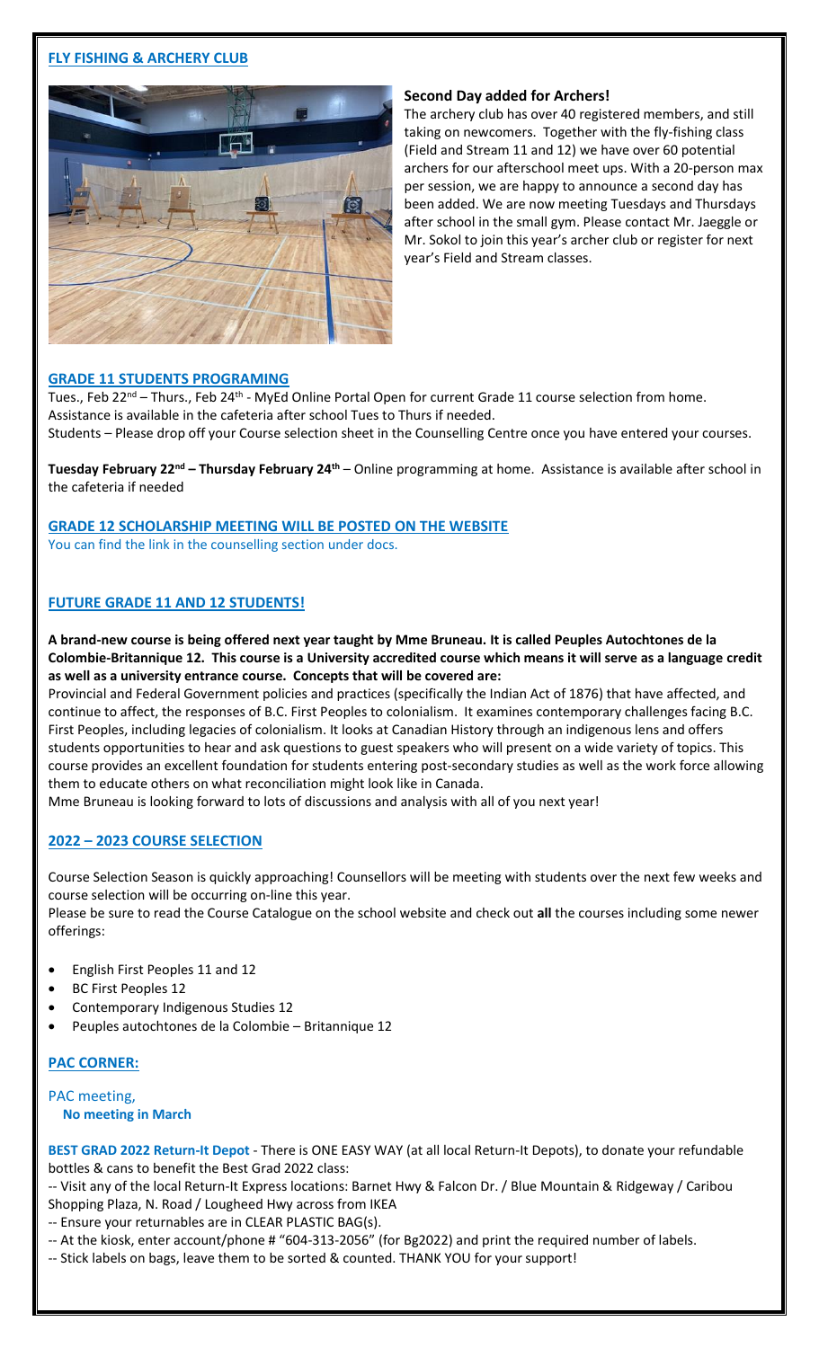## FLY FISHING & ARCHERY CLUB

### Second Day added for Archers!

The archery club has over 40 registered members, and still taking on newcomers. Together with the fly-fishing class (Field and Stream 11 and 12) we have over 60 potential archers for our afterschool meet ups. With a 20-person max per session, we are happy to announce a second day has been added. We are now meeting Tuesdays and Thursdays after school in the small gym. Please contact Mr. Jaeggle or Mr. Sokol to join this year's archer club or register for next year's Field and Stream classes.

## GRADE 11 STUDENTS PROGRAMING

Tues., Feb 22nd – Thurs., Feb 24th - MyEd Online Portal Open for current Grade 11 course selection from home. Assistance is available in the cafeteria after school Tues to Thurs if needed.
Students – Please drop off your Course selection sheet in the Counselling Centre once you have entered your courses.

**Tuesday February 22nd – Thursday February 24th** – Online programming at home. Assistance is available after school in the cafeteria if needed

## GRADE 12 SCHOLARSHIP MEETING WILL BE POSTED ON THE WEBSITE

You can find the link in the counselling section under docs.

## FUTURE GRADE 11 AND 12 STUDENTS!

**A brand-new course is being offered next year taught by Mme Bruneau. It is called Peuples Autochtones de la Colombie-Britannique 12. This course is a University accredited course which means it will serve as a language credit as well as a university entrance course. Concepts that will be covered are:**

Provincial and Federal Government policies and practices (specifically the Indian Act of 1876) that have affected, and continue to affect, the responses of B.C. First Peoples to colonialism. It examines contemporary challenges facing B.C. First Peoples, including legacies of colonialism. It looks at Canadian History through an indigenous lens and offers students opportunities to hear and ask questions to guest speakers who will present on a wide variety of topics. This course provides an excellent foundation for students entering post-secondary studies as well as the work force allowing them to educate others on what reconciliation might look like in Canada.

Mme Bruneau is looking forward to lots of discussions and analysis with all of you next year!

## 2022 – 2023 COURSE SELECTION

Course Selection Season is quickly approaching! Counsellors will be meeting with students over the next few weeks and course selection will be occurring on-line this year.

Please be sure to read the Course Catalogue on the school website and check out **all** the courses including some newer offerings:

- English First Peoples 11 and 12
- BC First Peoples 12
- Contemporary Indigenous Studies 12
- Peuples autochtones de la Colombie – Britannique 12

## PAC CORNER:

PAC meeting,
**No meeting in March**

**BEST GRAD 2022 Return-It Depot** - There is ONE EASY WAY (at all local Return-It Depots), to donate your refundable bottles & cans to benefit the Best Grad 2022 class:

-- Visit any of the local Return-It Express locations: Barnet Hwy & Falcon Dr. / Blue Mountain & Ridgeway / Caribou Shopping Plaza, N. Road / Lougheed Hwy across from IKEA
-- Ensure your returnables are in CLEAR PLASTIC BAG(s).
-- At the kiosk, enter account/phone # "604-313-2056" (for Bg2022) and print the required number of labels.
-- Stick labels on bags, leave them to be sorted & counted. THANK YOU for your support!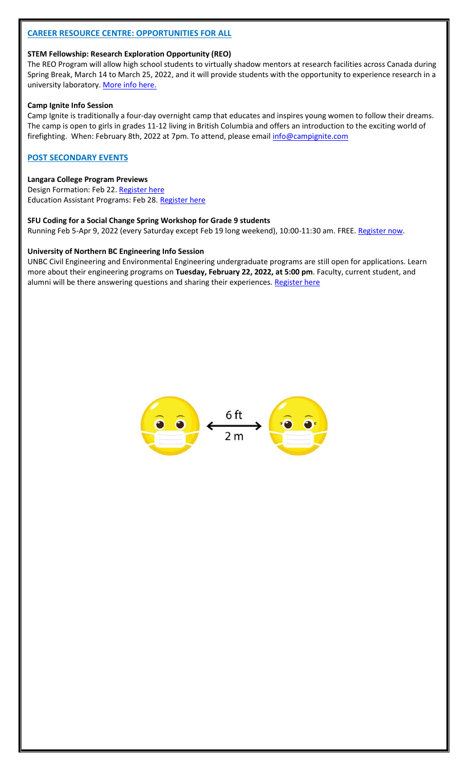## CAREER RESOURCE CENTRE: OPPORTUNITIES FOR ALL

**STEM Fellowship: Research Exploration Opportunity (REO)**

The REO Program will allow high school students to virtually shadow mentors at research facilities across Canada during Spring Break, March 14 to March 25, 2022, and it will provide students with the opportunity to experience research in a university laboratory. More info here.

**Camp Ignite Info Session**

Camp Ignite is traditionally a four-day overnight camp that educates and inspires young women to follow their dreams. The camp is open to girls in grades 11-12 living in British Columbia and offers an introduction to the exciting world of firefighting. When: February 8th, 2022 at 7pm. To attend, please email info@campignite.com

## POST SECONDARY EVENTS

**Langara College Program Previews**

Design Formation: Feb 22. Register here
Education Assistant Programs: Feb 28. Register here

**SFU Coding for a Social Change Spring Workshop for Grade 9 students**

Running Feb 5-Apr 9, 2022 (every Saturday except Feb 19 long weekend), 10:00-11:30 am. FREE. Register now.

**University of Northern BC Engineering Info Session**

UNBC Civil Engineering and Environmental Engineering undergraduate programs are still open for applications. Learn more about their engineering programs on **Tuesday, February 22, 2022, at 5:00 pm**. Faculty, current student, and alumni will be there answering questions and sharing their experiences. Register here

6 ft
2 m